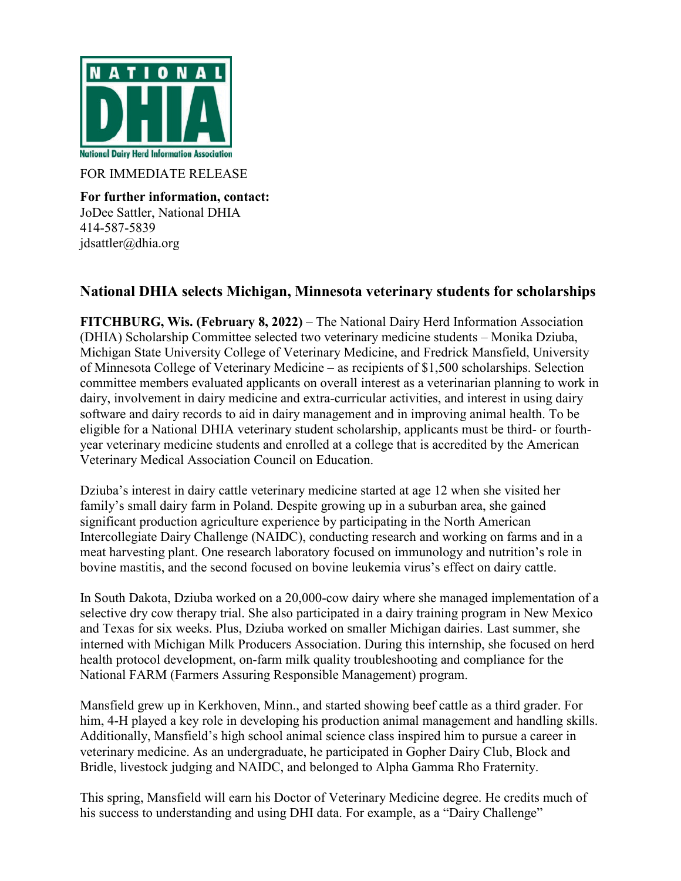NATIONAL DHIA
National Dairy Herd Information Association

FOR IMMEDIATE RELEASE

**For further information, contact:**
JoDee Sattler, National DHIA
414-587-5839
jdsattler@dhia.org

## National DHIA selects Michigan, Minnesota veterinary students for scholarships

**FITCHBURG, Wis. (February 8, 2022)** – The National Dairy Herd Information Association (DHIA) Scholarship Committee selected two veterinary medicine students – Monika Dziuba, Michigan State University College of Veterinary Medicine, and Fredrick Mansfield, University of Minnesota College of Veterinary Medicine – as recipients of $1,500 scholarships. Selection committee members evaluated applicants on overall interest as a veterinarian planning to work in dairy, involvement in dairy medicine and extra-curricular activities, and interest in using dairy software and dairy records to aid in dairy management and in improving animal health. To be eligible for a National DHIA veterinary student scholarship, applicants must be third- or fourth-year veterinary medicine students and enrolled at a college that is accredited by the American Veterinary Medical Association Council on Education.

Dziuba's interest in dairy cattle veterinary medicine started at age 12 when she visited her family's small dairy farm in Poland. Despite growing up in a suburban area, she gained significant production agriculture experience by participating in the North American Intercollegiate Dairy Challenge (NAIDC), conducting research and working on farms and in a meat harvesting plant. One research laboratory focused on immunology and nutrition's role in bovine mastitis, and the second focused on bovine leukemia virus's effect on dairy cattle.

In South Dakota, Dziuba worked on a 20,000-cow dairy where she managed implementation of a selective dry cow therapy trial. She also participated in a dairy training program in New Mexico and Texas for six weeks. Plus, Dziuba worked on smaller Michigan dairies. Last summer, she interned with Michigan Milk Producers Association. During this internship, she focused on herd health protocol development, on-farm milk quality troubleshooting and compliance for the National FARM (Farmers Assuring Responsible Management) program.

Mansfield grew up in Kerkhoven, Minn., and started showing beef cattle as a third grader. For him, 4-H played a key role in developing his production animal management and handling skills. Additionally, Mansfield's high school animal science class inspired him to pursue a career in veterinary medicine. As an undergraduate, he participated in Gopher Dairy Club, Block and Bridle, livestock judging and NAIDC, and belonged to Alpha Gamma Rho Fraternity.

This spring, Mansfield will earn his Doctor of Veterinary Medicine degree. He credits much of his success to understanding and using DHI data. For example, as a "Dairy Challenge"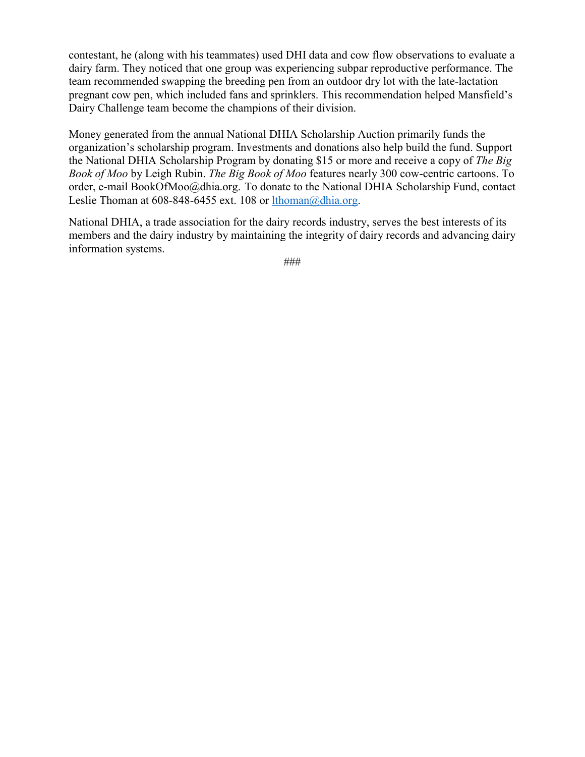contestant, he (along with his teammates) used DHI data and cow flow observations to evaluate a dairy farm. They noticed that one group was experiencing subpar reproductive performance. The team recommended swapping the breeding pen from an outdoor dry lot with the late-lactation pregnant cow pen, which included fans and sprinklers. This recommendation helped Mansfield's Dairy Challenge team become the champions of their division.

Money generated from the annual National DHIA Scholarship Auction primarily funds the organization's scholarship program. Investments and donations also help build the fund. Support the National DHIA Scholarship Program by donating $15 or more and receive a copy of *The Big Book of Moo* by Leigh Rubin. *The Big Book of Moo* features nearly 300 cow-centric cartoons. To order, e-mail BookOfMoo@dhia.org. To donate to the National DHIA Scholarship Fund, contact Leslie Thoman at 608-848-6455 ext. 108 or lthoman@dhia.org.

National DHIA, a trade association for the dairy records industry, serves the best interests of its members and the dairy industry by maintaining the integrity of dairy records and advancing dairy information systems.

###